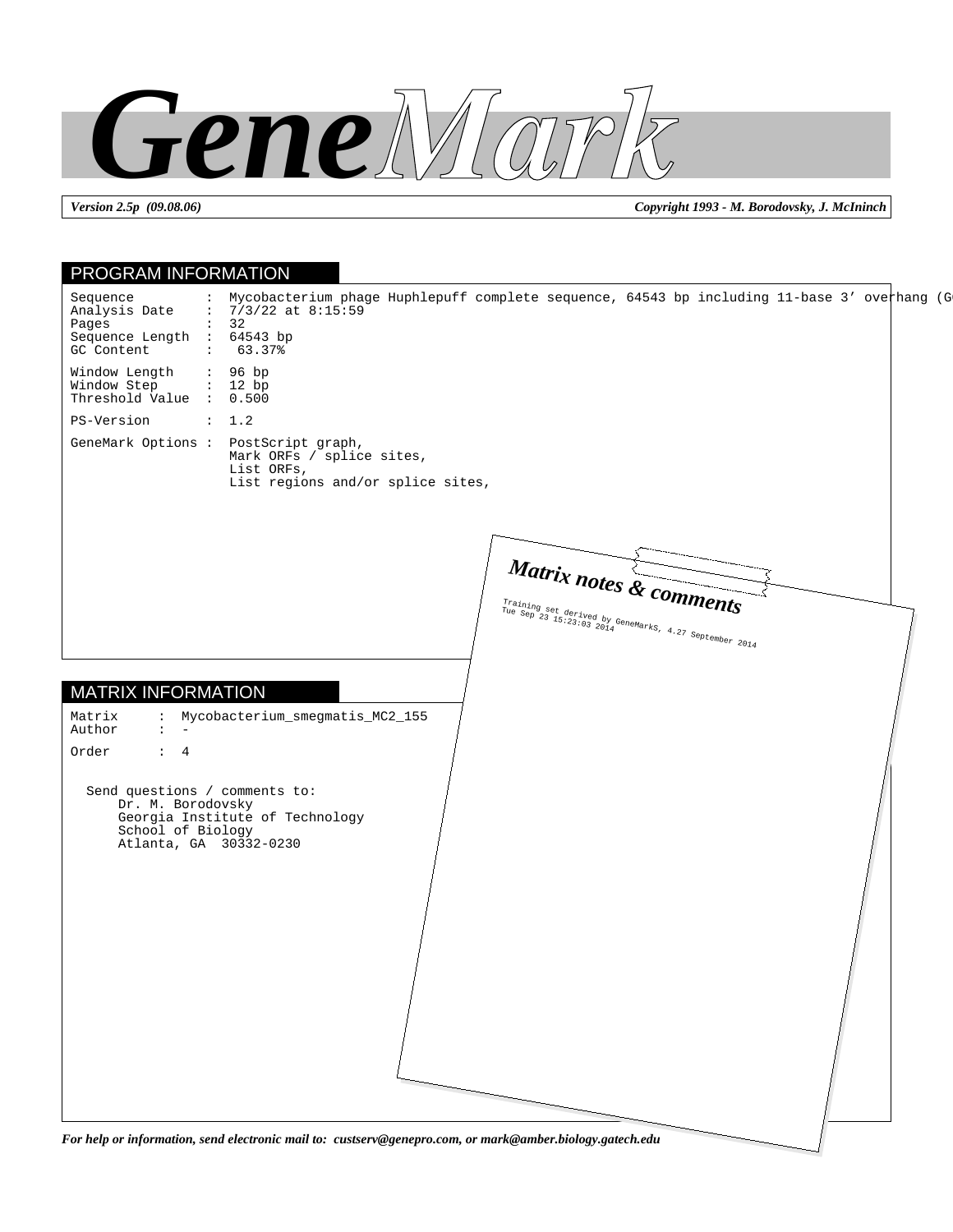# GeneMark

*Version 2.5p (09.08.06)* *Copyright 1993 - M. Borodovsky, J. McIninch*

## PROGRAM INFORMATION

```
Sequence         :  Mycobacterium phage Huphlepuff complete sequence, 64543 bp including 11-base 3' overhang (G
Analysis Date    :  7/3/22 at 8:15:59
Pages            :  32
Sequence Length  :  64543 bp
GC Content       :   63.37%

Window Length    :  96 bp
Window Step      :  12 bp
Threshold Value  :  0.500

PS-Version       :  1.2

GeneMark Options :  PostScript graph,
                    Mark ORFs / splice sites,
                    List ORFs,
                    List regions and/or splice sites,
```

## MATRIX INFORMATION

```
Matrix    :  Mycobacterium_smegmatis_MC2_155
Author    :  -

Order     :  4
```

Send questions / comments to:
Dr. M. Borodovsky
Georgia Institute of Technology
School of Biology
Atlanta, GA 30332-0230

### Matrix notes & comments

Training set derived by GeneMarkS, 4.27 September 2014
Tue Sep 23 15:23:03 2014

*For help or information, send electronic mail to: custserv@genepro.com, or mark@amber.biology.gatech.edu*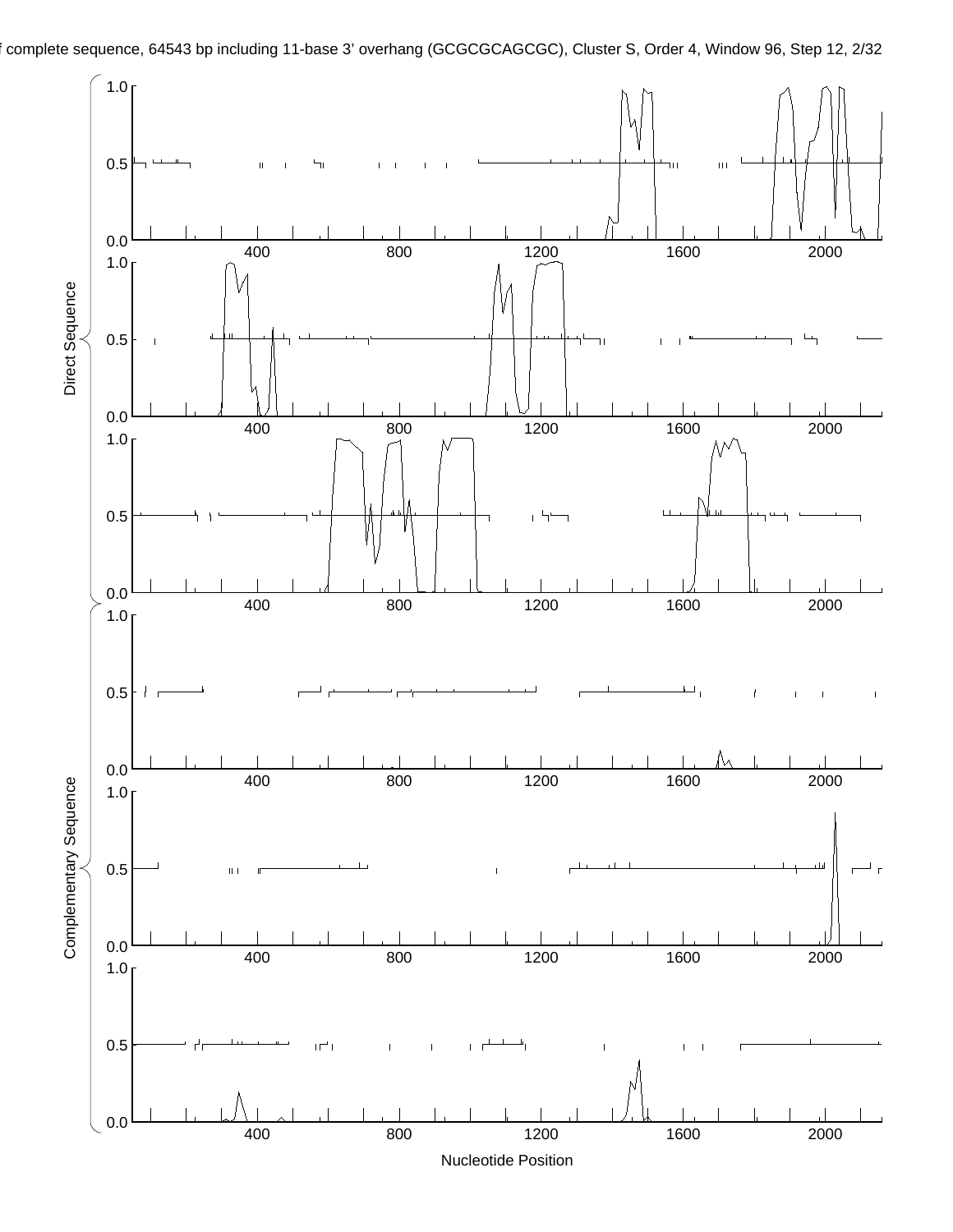f complete sequence, 64543 bp including 11-base 3' overhang (GCGCGCAGCGC), Cluster S, Order 4, Window 96, Step 12, 2/32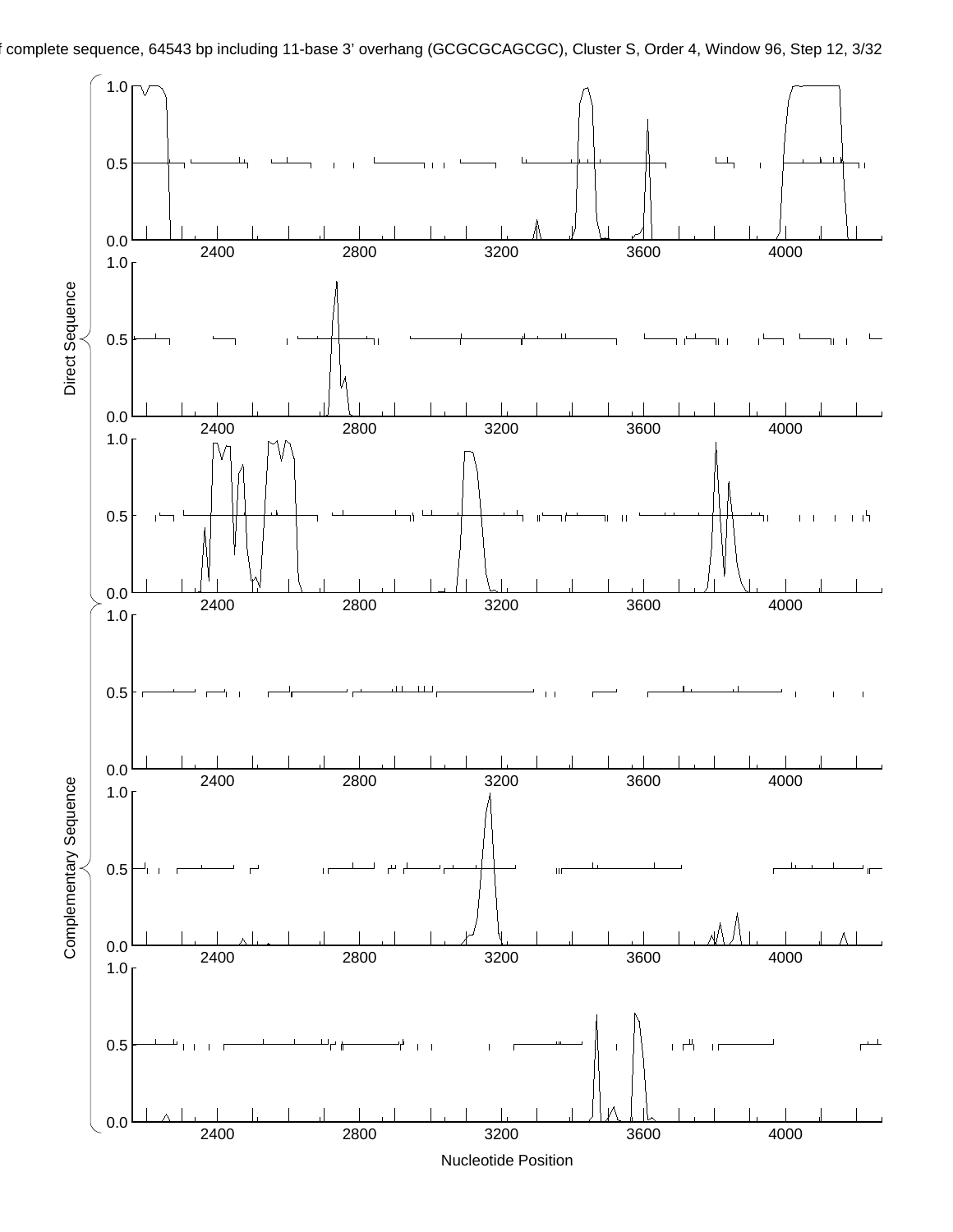f complete sequence, 64543 bp including 11-base 3' overhang (GCGCGCAGCGC), Cluster S, Order 4, Window 96, Step 12, 3/32

Direct Sequence

Complementary Sequence

Nucleotide Position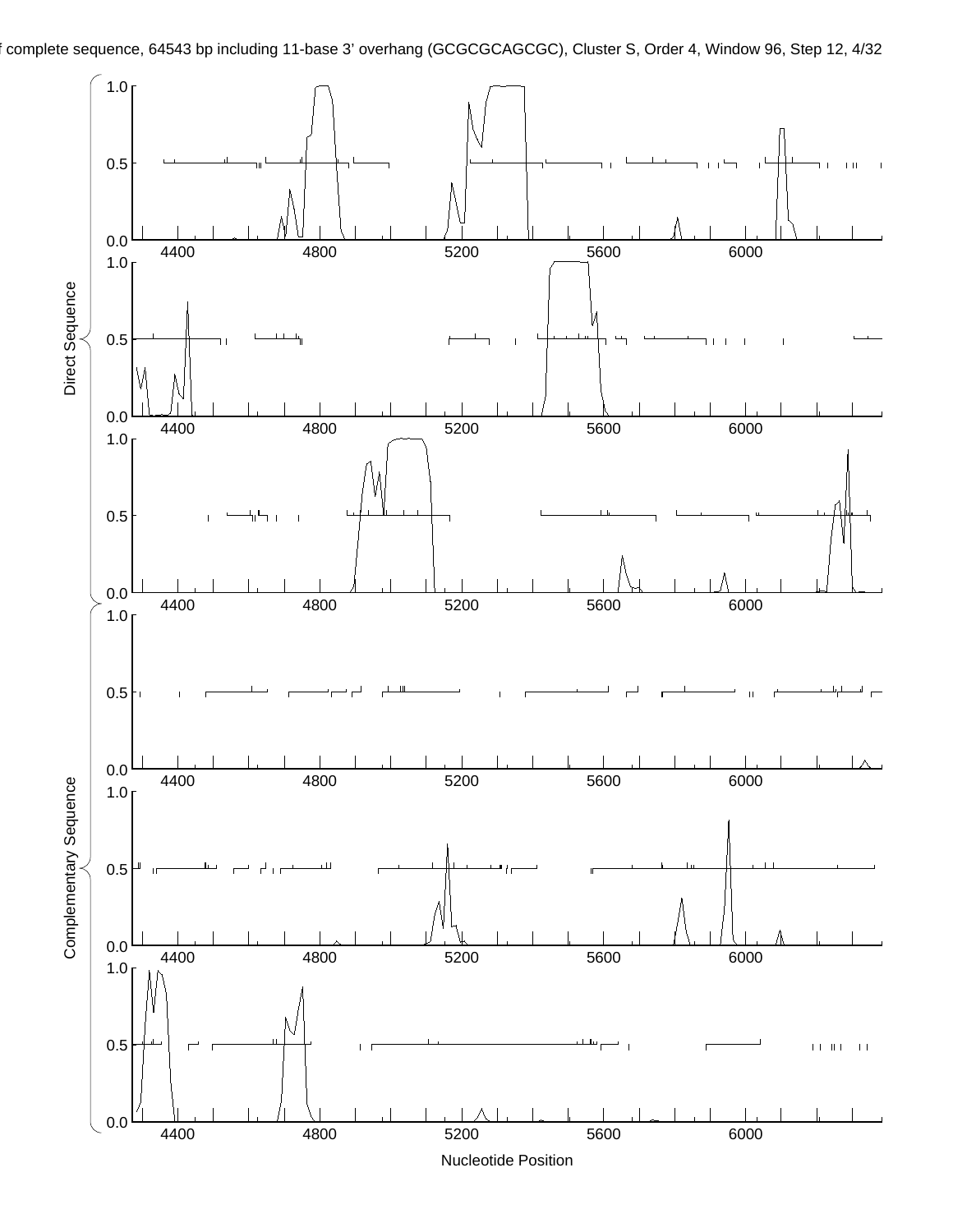f complete sequence, 64543 bp including 11-base 3' overhang (GCGCGCAGCGC), Cluster S, Order 4, Window 96, Step 12, 4/32

Direct Sequence

Complementary Sequence

Nucleotide Position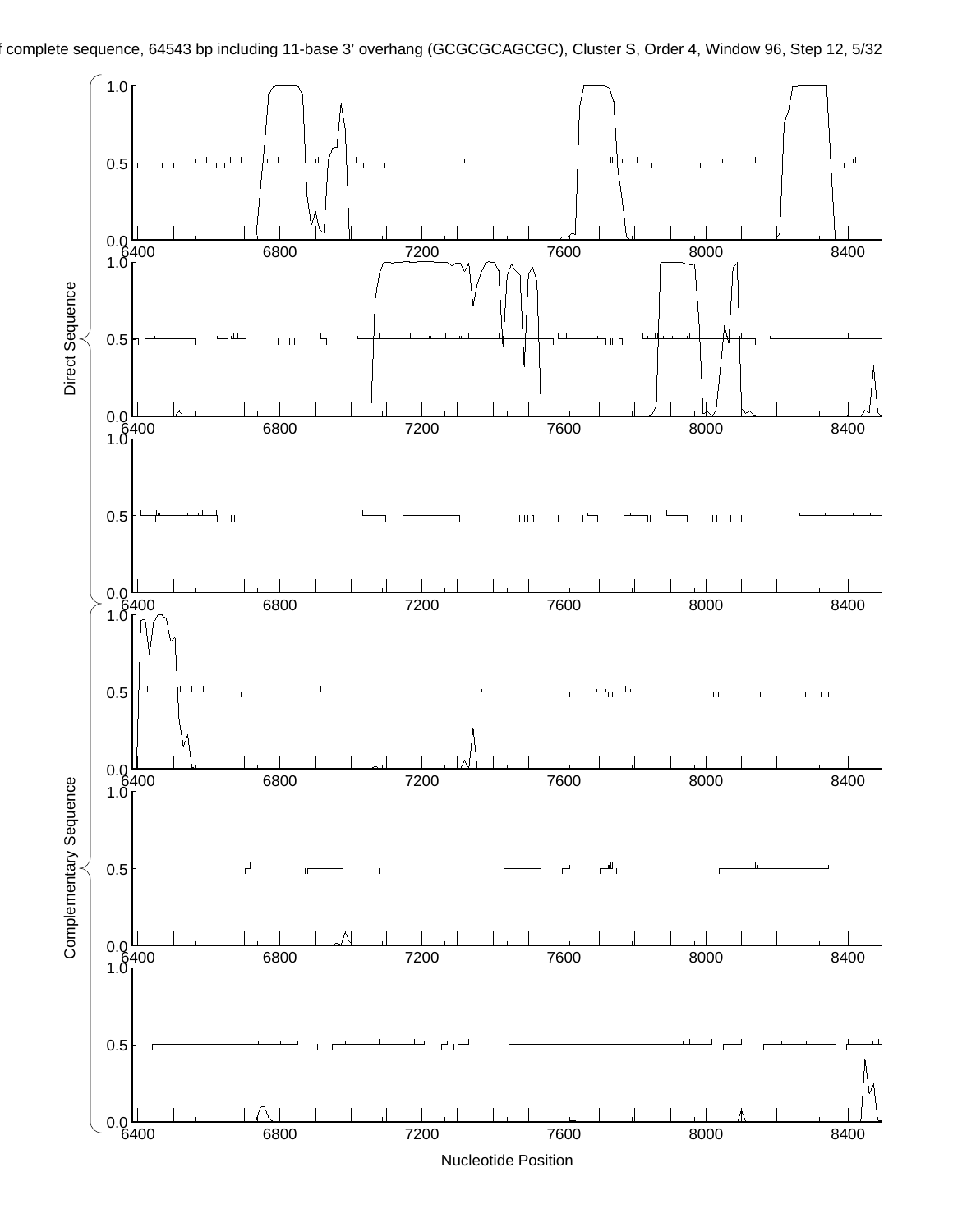f complete sequence, 64543 bp including 11-base 3' overhang (GCGCGCAGCGC), Cluster S, Order 4, Window 96, Step 12, 5/32

Direct Sequence

Complementary Sequence

Nucleotide Position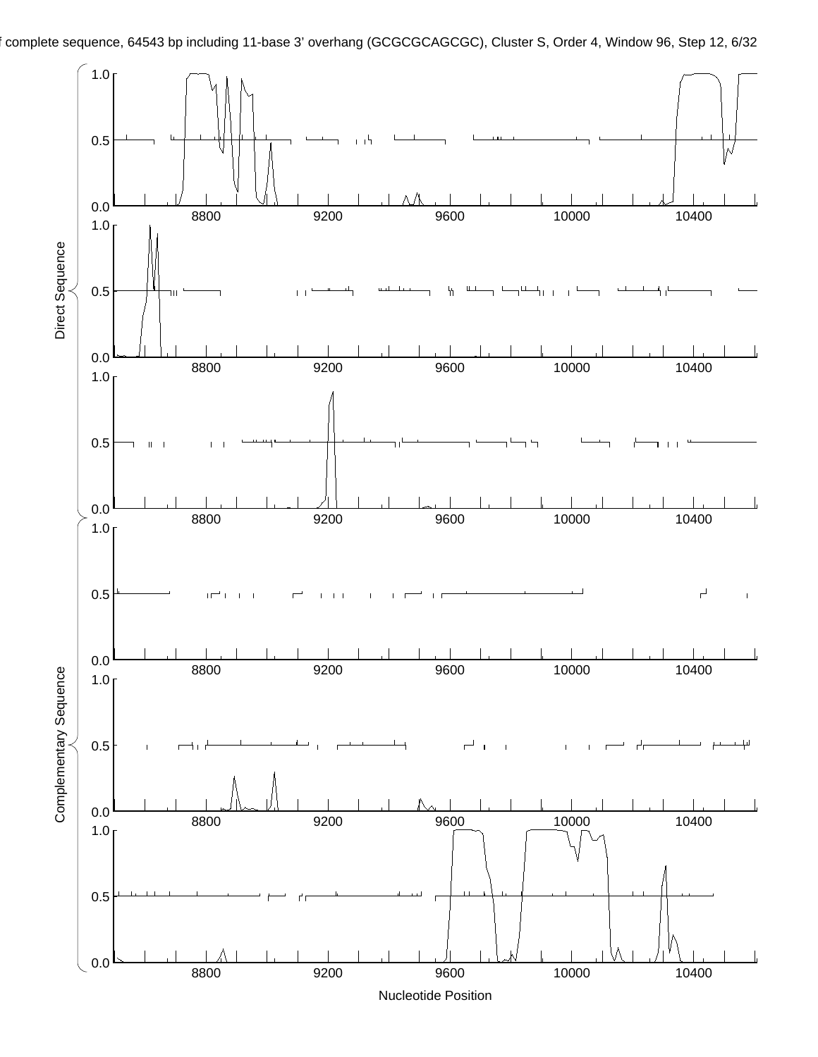f complete sequence, 64543 bp including 11-base 3' overhang (GCGCGCAGCGC), Cluster S, Order 4, Window 96, Step 12, 6/32

Direct Sequence

Complementary Sequence

Nucleotide Position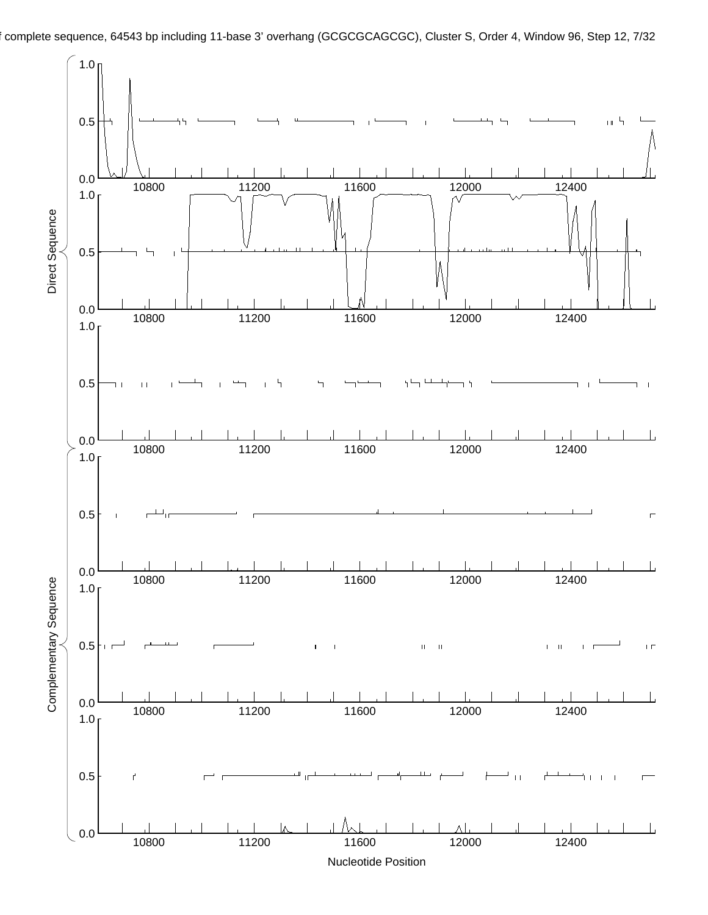f complete sequence, 64543 bp including 11-base 3' overhang (GCGCGCAGCGC), Cluster S, Order 4, Window 96, Step 12, 7/32

Direct Sequence

Complementary Sequence

Nucleotide Position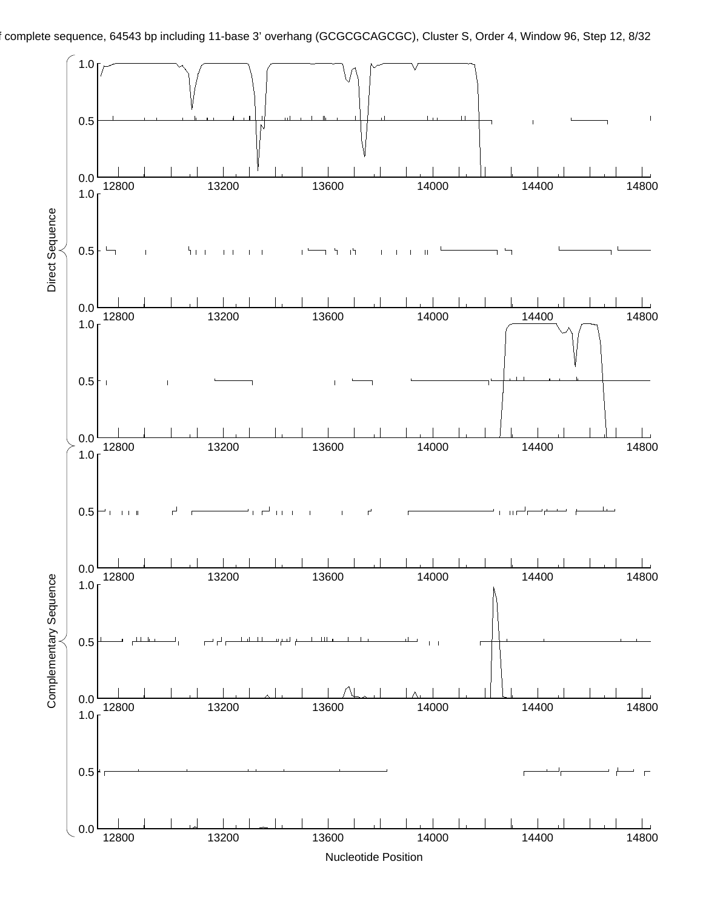f complete sequence, 64543 bp including 11-base 3' overhang (GCGCGCAGCGC), Cluster S, Order 4, Window 96, Step 12, 8/32

Direct Sequence

Complementary Sequence

Nucleotide Position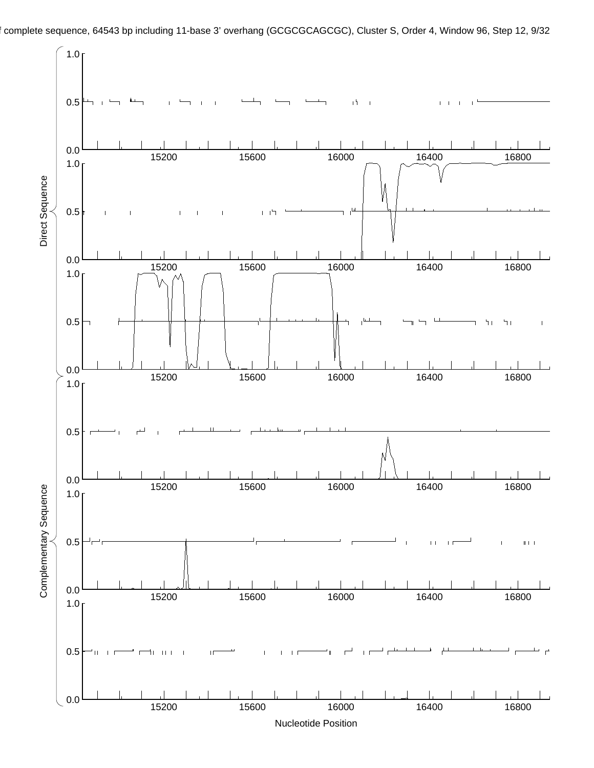f complete sequence, 64543 bp including 11-base 3' overhang (GCGCGCAGCGC), Cluster S, Order 4, Window 96, Step 12

Direct Sequence

Complementary Sequence

Nucleotide Position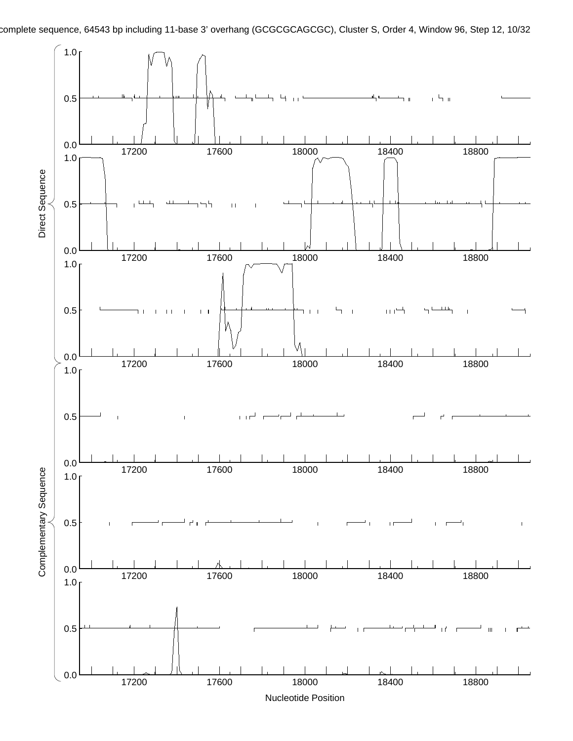complete sequence, 64543 bp including 11-base 3' overhang (GCGCGCAGCGC), Cluster S, Order 4, Window 96, Step 12, 10/32

Direct Sequence

Complementary Sequence

1.0
0.5
0.0

17200 17600 18000 18400 18800

Nucleotide Position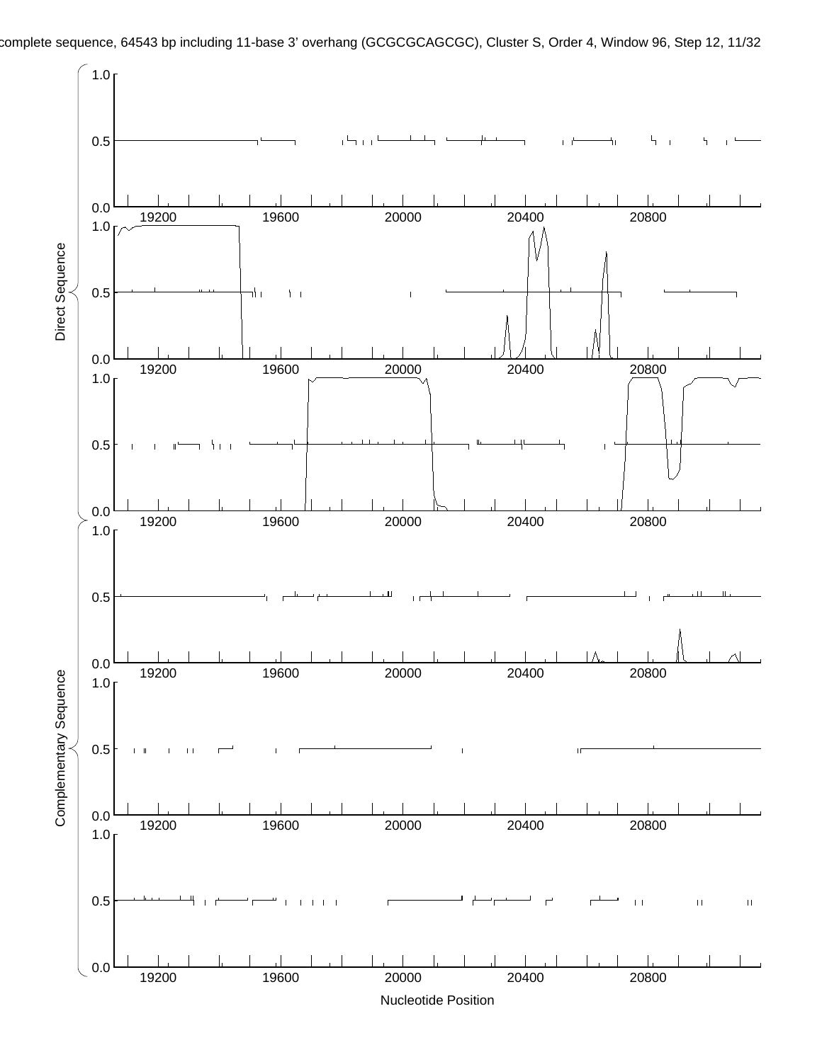complete sequence, 64543 bp including 11-base 3' overhang (GCGCGCAGCGC), Cluster S, Order 4, Window 96, Step 12, 11/32

Direct Sequence

Complementary Sequence

Nucleotide Position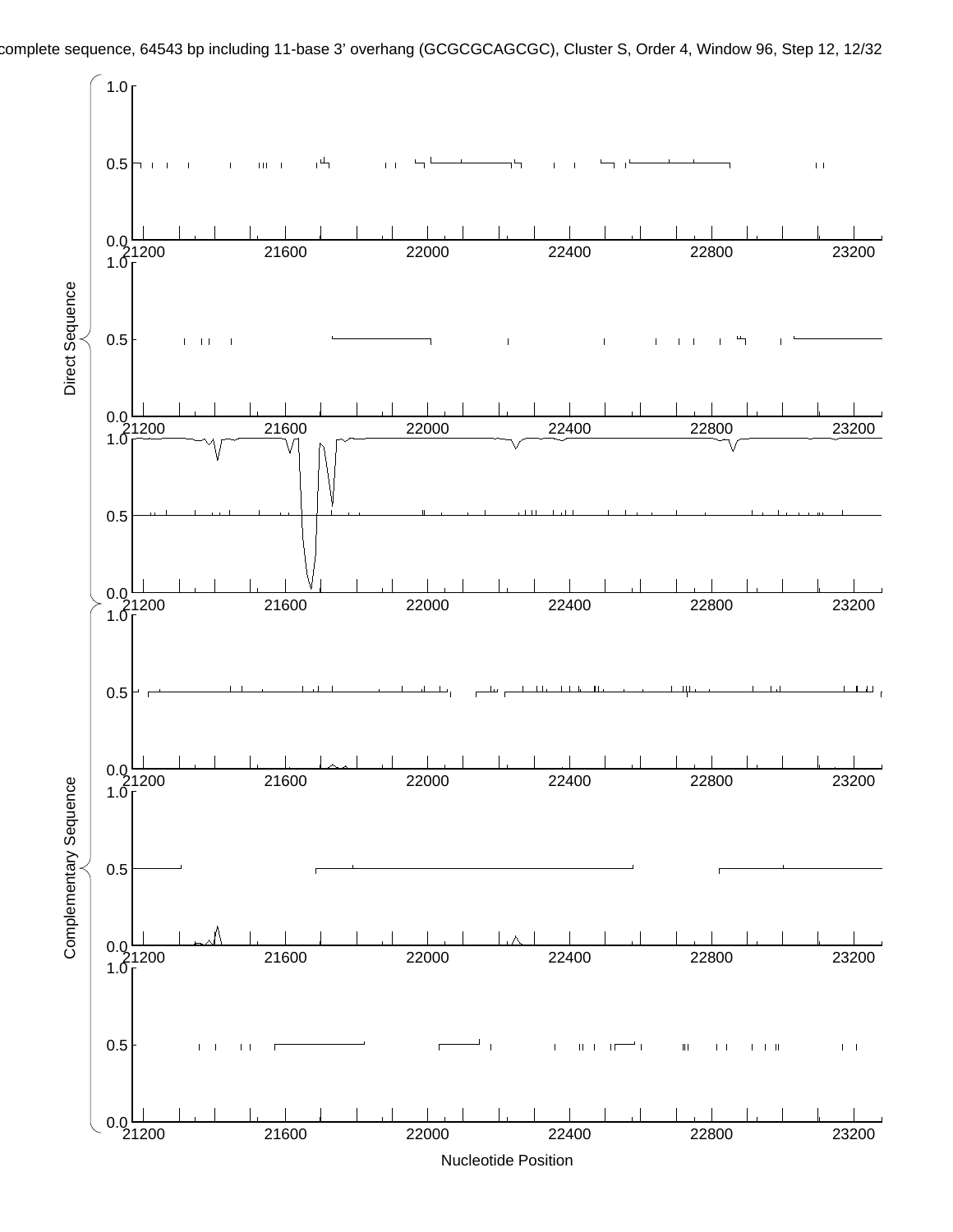complete sequence, 64543 bp including 11-base 3' overhang (GCGCGCAGCGC), Cluster S, Order 4, Window 96, Step 12

Direct Sequence

Complementary Sequence

Nucleotide Position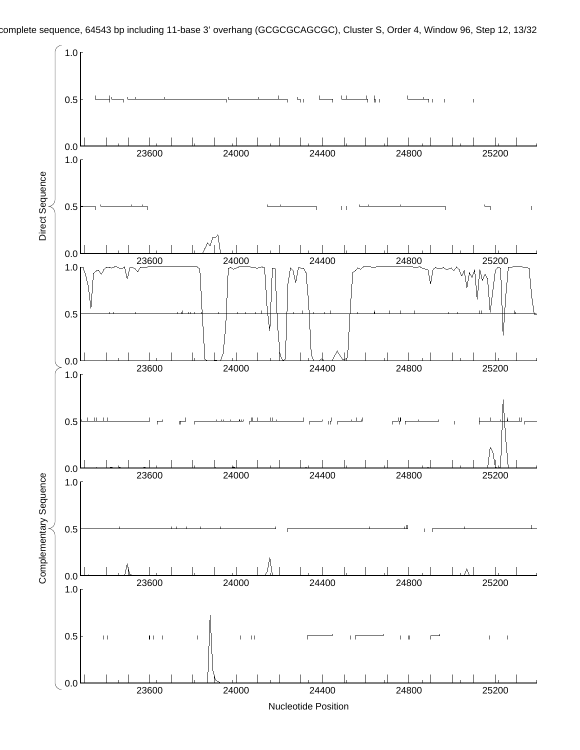complete sequence, 64543 bp including 11-base 3' overhang (GCGCGCAGCGC), Cluster S, Order 4, Window 96, Step 12, 13/32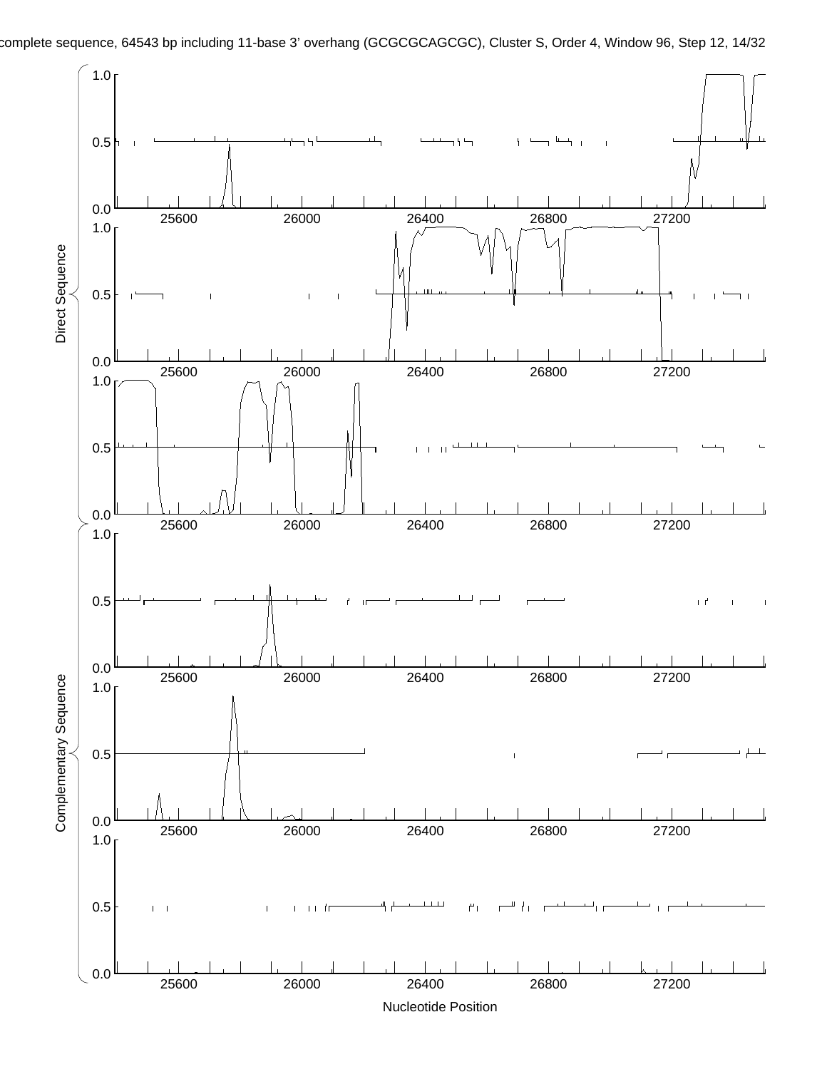complete sequence, 64543 bp including 11-base 3' overhang (GCGCGCAGCGC), Cluster S, Order 4, Window 96, Step 12, 14/32

Direct Sequence

Complementary Sequence

Nucleotide Position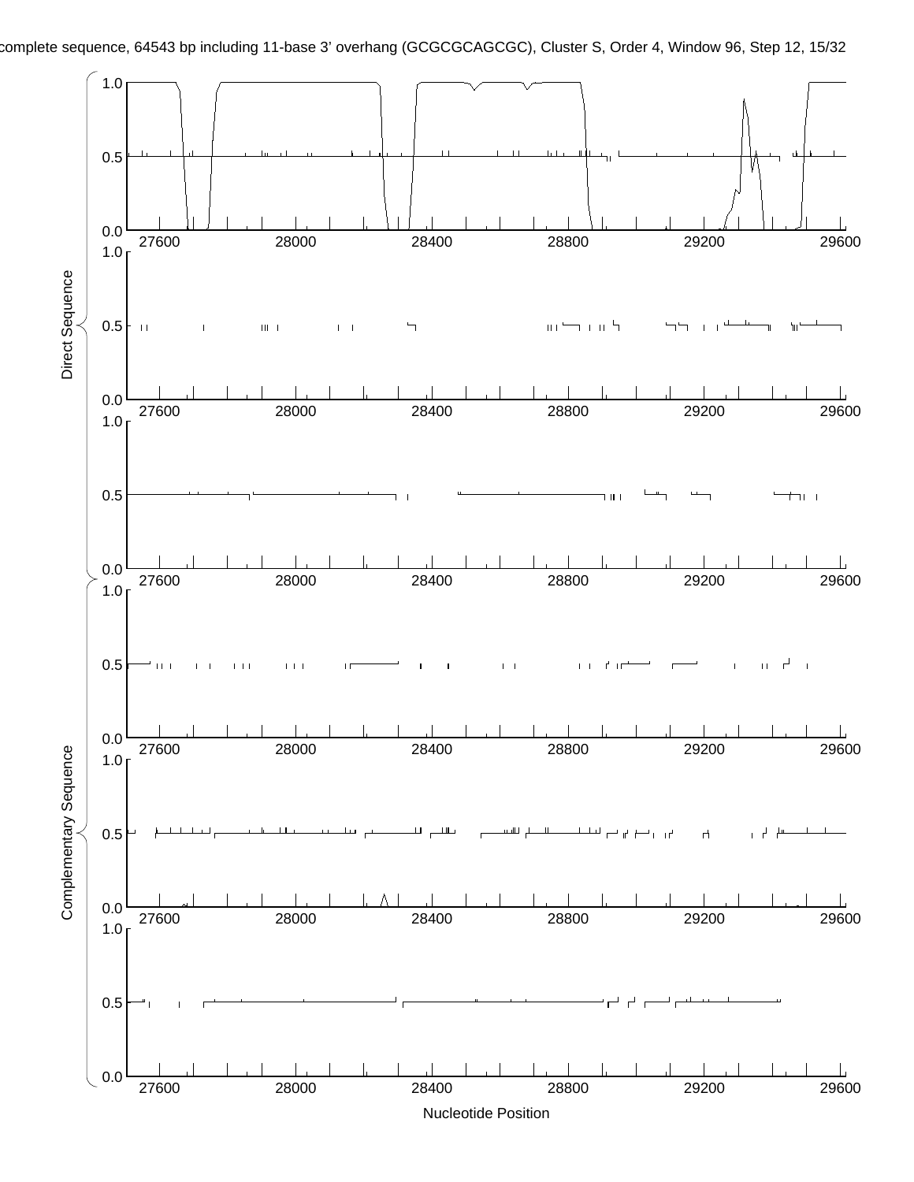Direct Sequence

Complementary Sequence

Nucleotide Position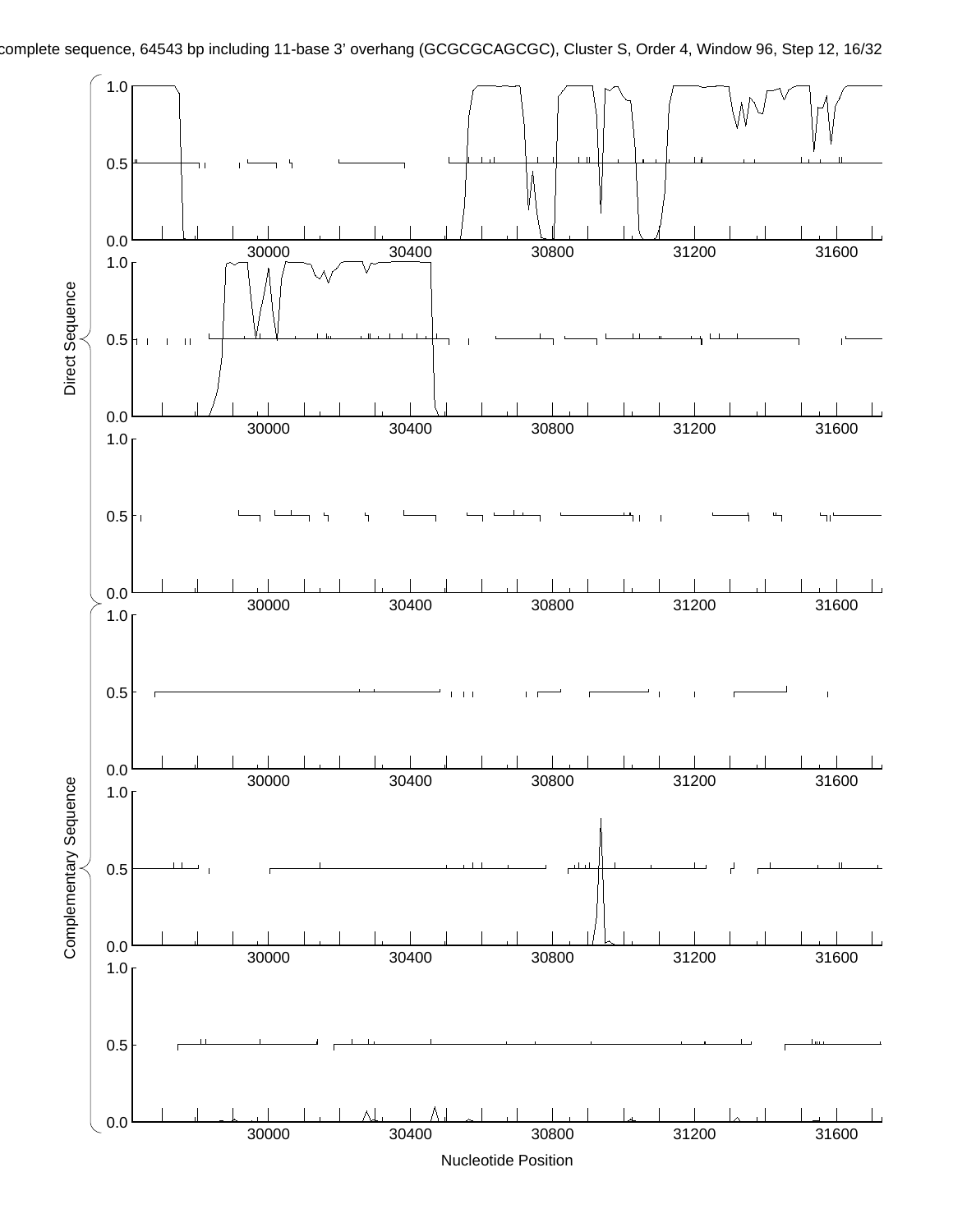complete sequence, 64543 bp including 11-base 3' overhang (GCGCGCAGCGC), Cluster S, Order 4, Window 96, Step 12, 16/32

Direct Sequence

Complementary Sequence

Nucleotide Position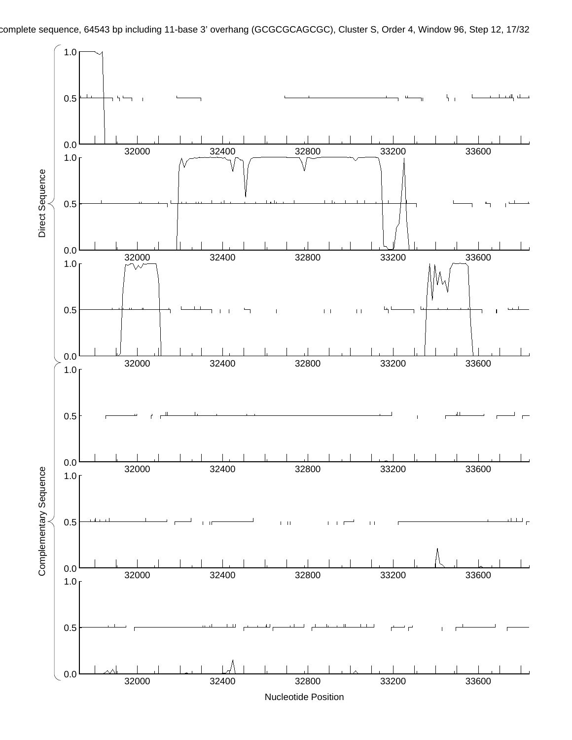complete sequence, 64543 bp including 11-base 3' overhang (GCGCGCAGCGC), Cluster S, Order 4, Window 96, Step 12

Direct Sequence

Complementary Sequence

Nucleotide Position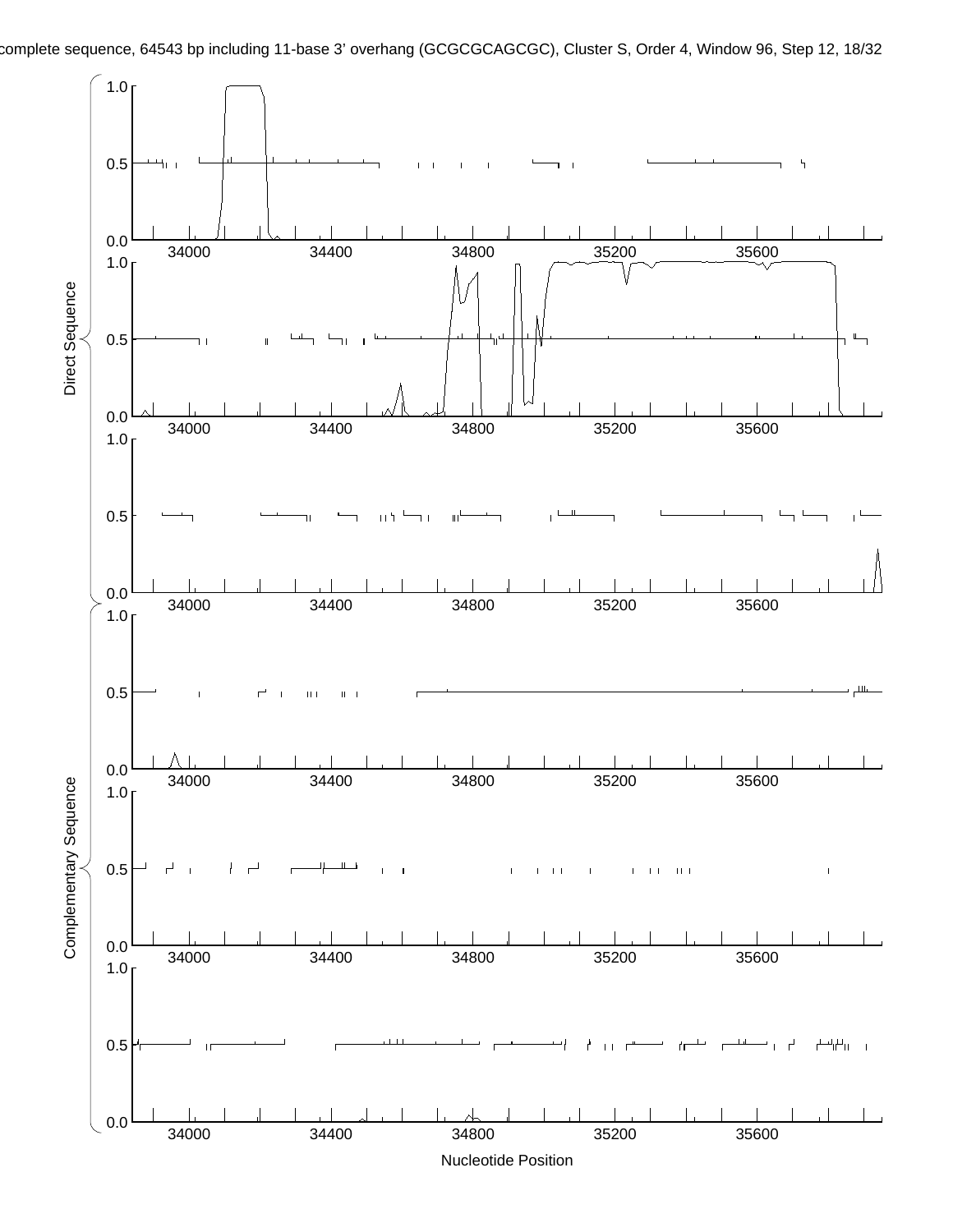complete sequence, 64543 bp including 11-base 3' overhang (GCGCGCAGCGC), Cluster S, Order 4, Window 96, Step 12, 18/32

Direct Sequence

1.0
0.5
0.0
34000 34400 34800 35200 35600

1.0
0.5
0.0
34000 34400 34800 35200 35600

1.0
0.5
0.0
34000 34400 34800 35200 35600

Complementary Sequence

1.0
0.5
0.0
34000 34400 34800 35200 35600

1.0
0.5
0.0
34000 34400 34800 35200 35600

1.0
0.5
0.0
34000 34400 34800 35200 35600

Nucleotide Position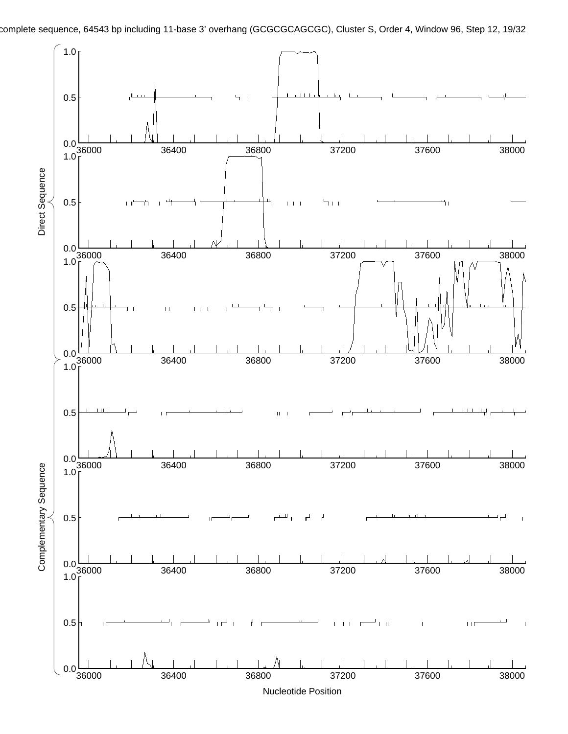complete sequence, 64543 bp including 11-base 3' overhang (GCGCGCAGCGC), Cluster S, Order 4, Window 96, Step 12, 19/32

Direct Sequence

Complementary Sequence

Nucleotide Position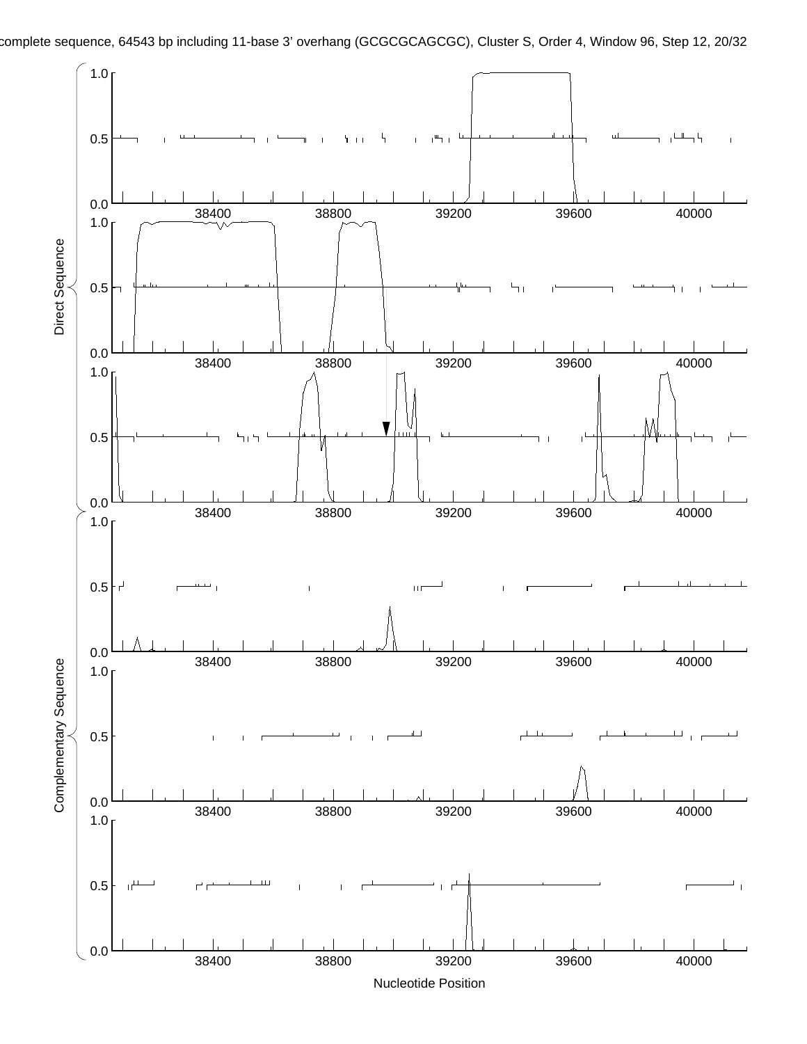complete sequence, 64543 bp including 11-base 3' overhang (GCGCGCAGCGC), Cluster S, Order 4, Window 96, Step 12, 20/32

Direct Sequence

Complementary Sequence

Nucleotide Position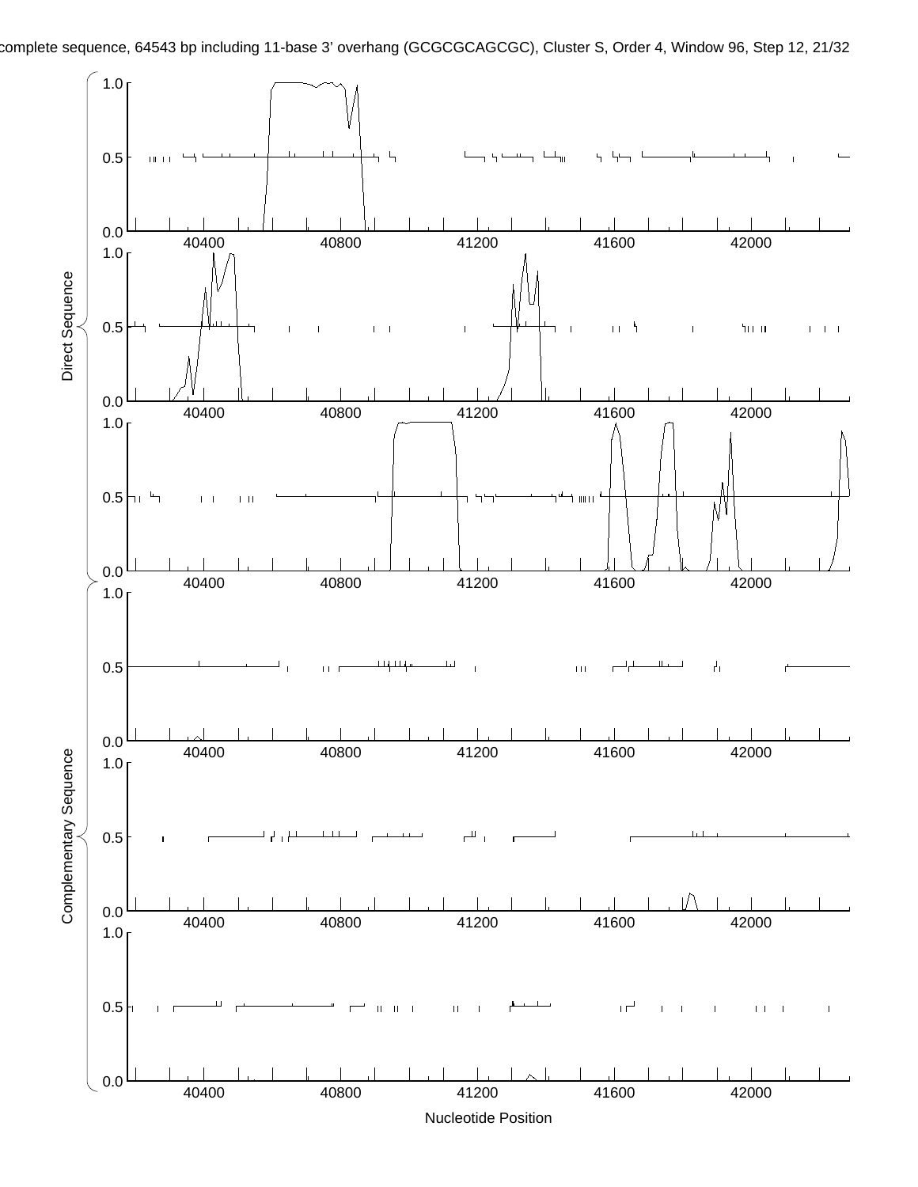complete sequence, 64543 bp including 11-base 3' overhang (GCGCGCAGCGC), Cluster S, Order 4, Window 96, Step 12, 21/32

Direct Sequence

Complementary Sequence

Nucleotide Position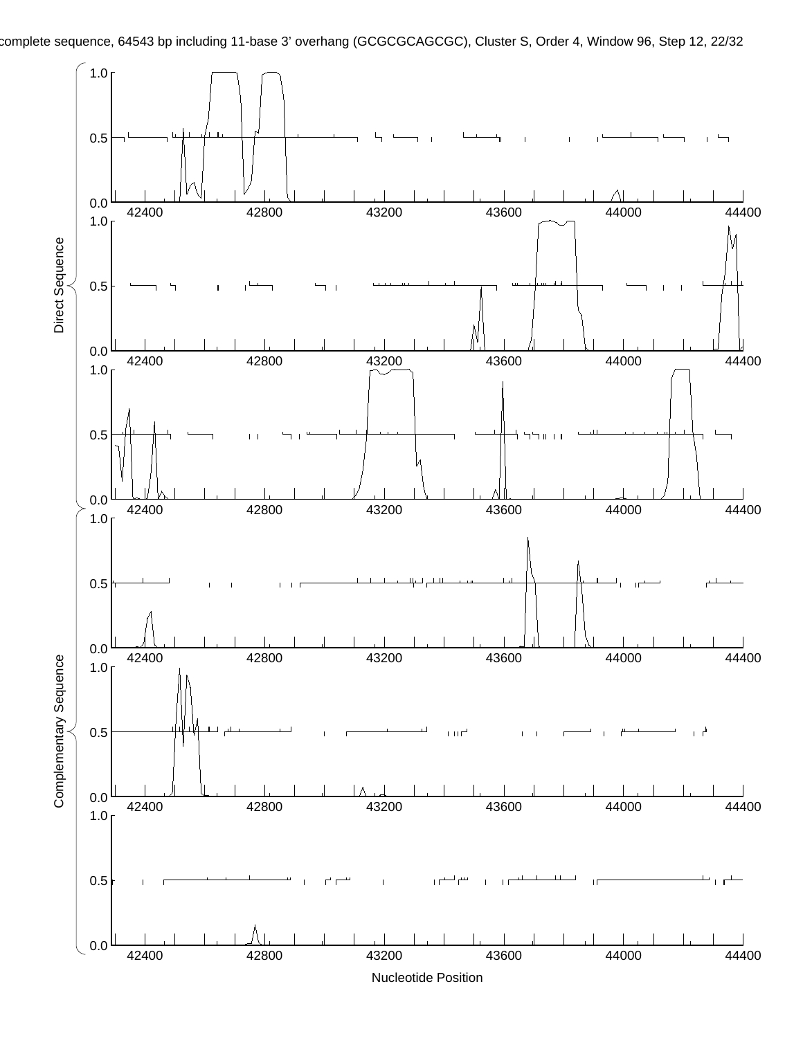complete sequence, 64543 bp including 11-base 3' overhang (GCGCGCAGCGC), Cluster S, Order 4, Window 96, Step 12, 22/32

Direct Sequence

Complementary Sequence

Nucleotide Position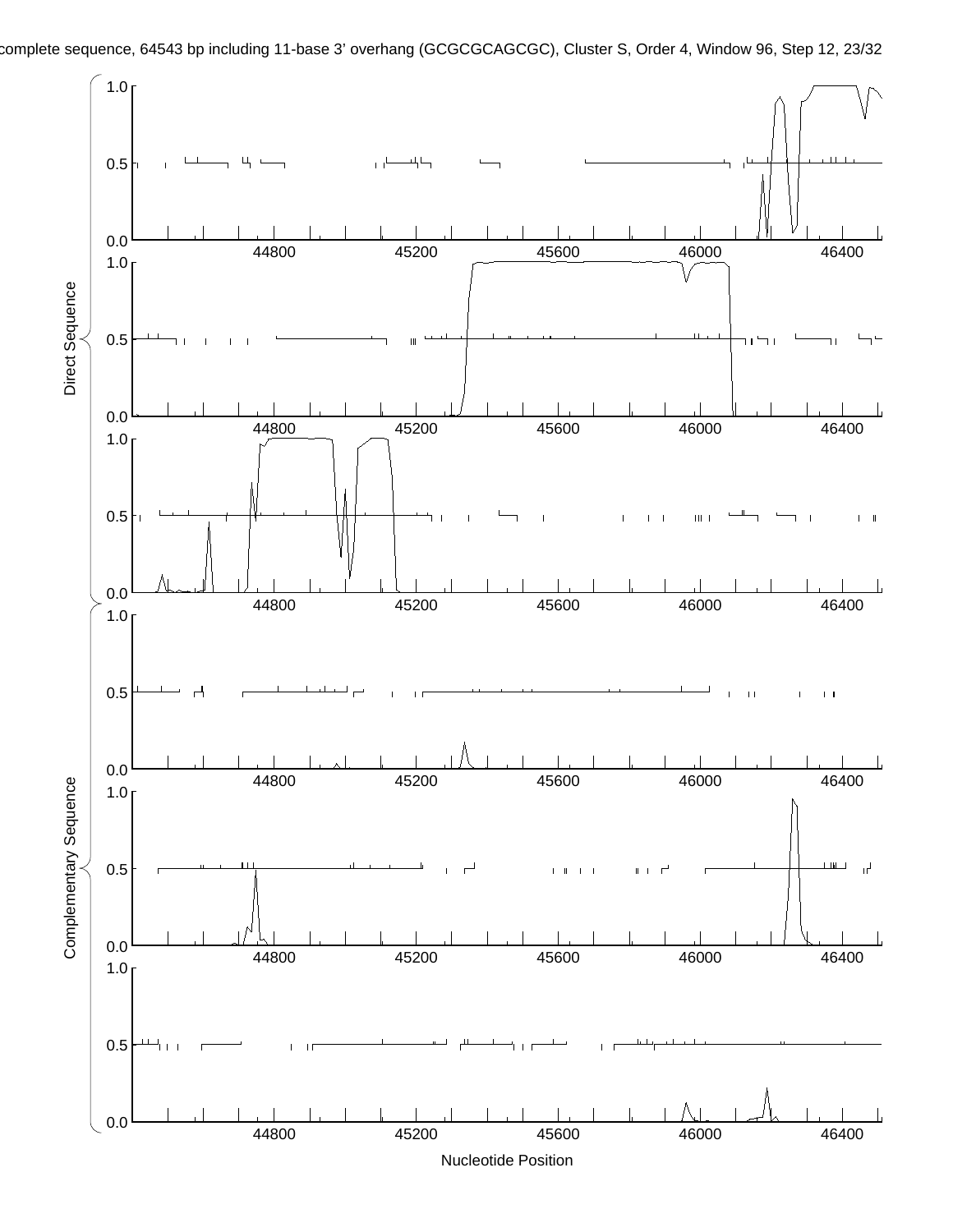complete sequence, 64543 bp including 11-base 3' overhang (GCGCGCAGCGC), Cluster S, Order 4, Window 96, Step 12, 23/32

Direct Sequence

Complementary Sequence

Nucleotide Position

0.0 0.5 1.0

44800 45200 45600 46000 46400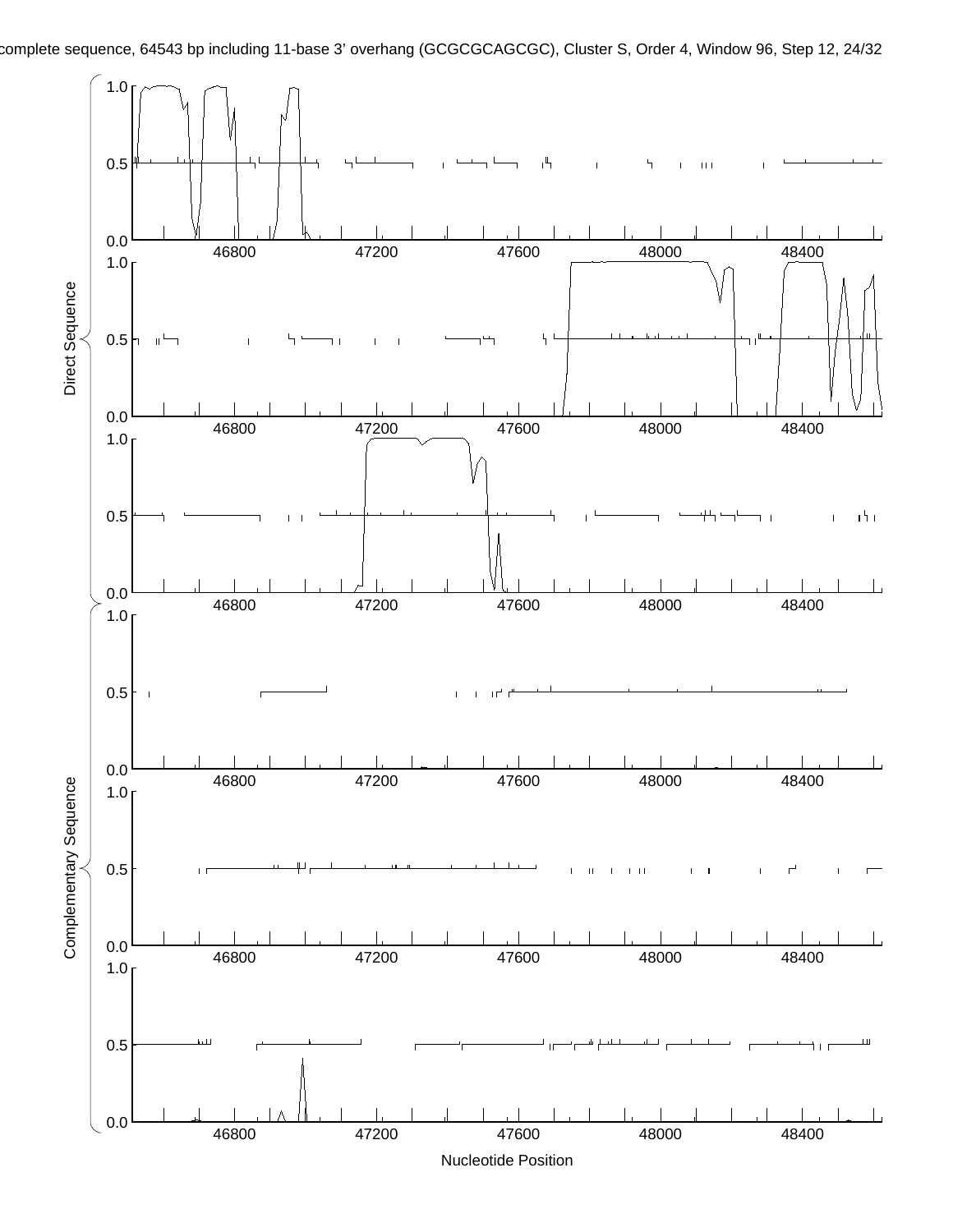complete sequence, 64543 bp including 11-base 3' overhang (GCGCGCAGCGC), Cluster S, Order 4, Window 96, Step 12, 24/32

Direct Sequence

1.0
0.5
0.0
46800 47200 47600 48000 48400

1.0
0.5
0.0
46800 47200 47600 48000 48400

1.0
0.5
0.0
46800 47200 47600 48000 48400

Complementary Sequence

1.0
0.5
0.0
46800 47200 47600 48000 48400

1.0
0.5
0.0
46800 47200 47600 48000 48400

1.0
0.5
0.0
46800 47200 47600 48000 48400

Nucleotide Position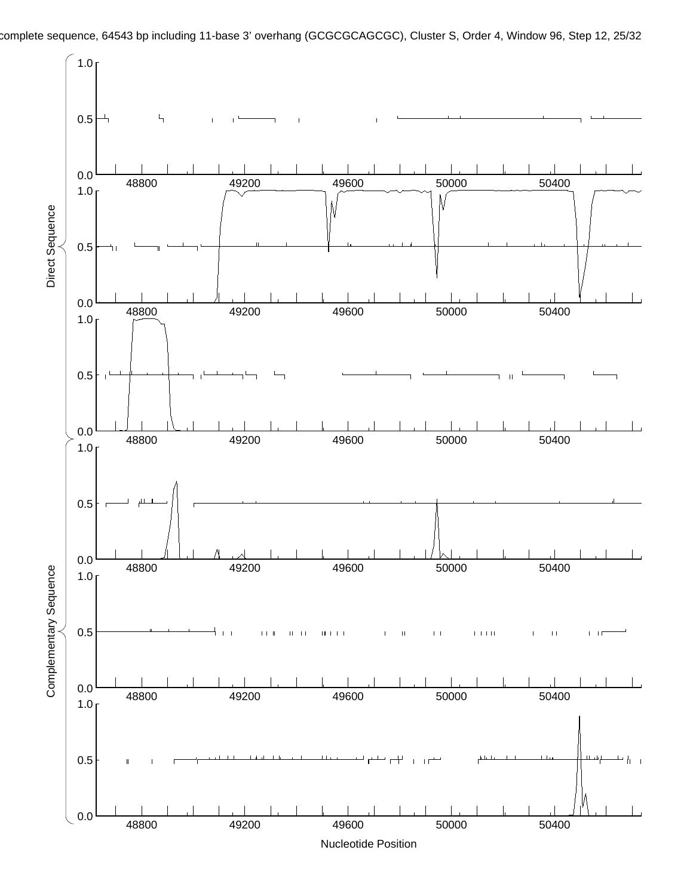complete sequence, 64543 bp including 11-base 3' overhang (GCGCGCAGCGC), Cluster S, Order 4, Window 96, Step 12, 25/32

Direct Sequence

Complementary Sequence

Nucleotide Position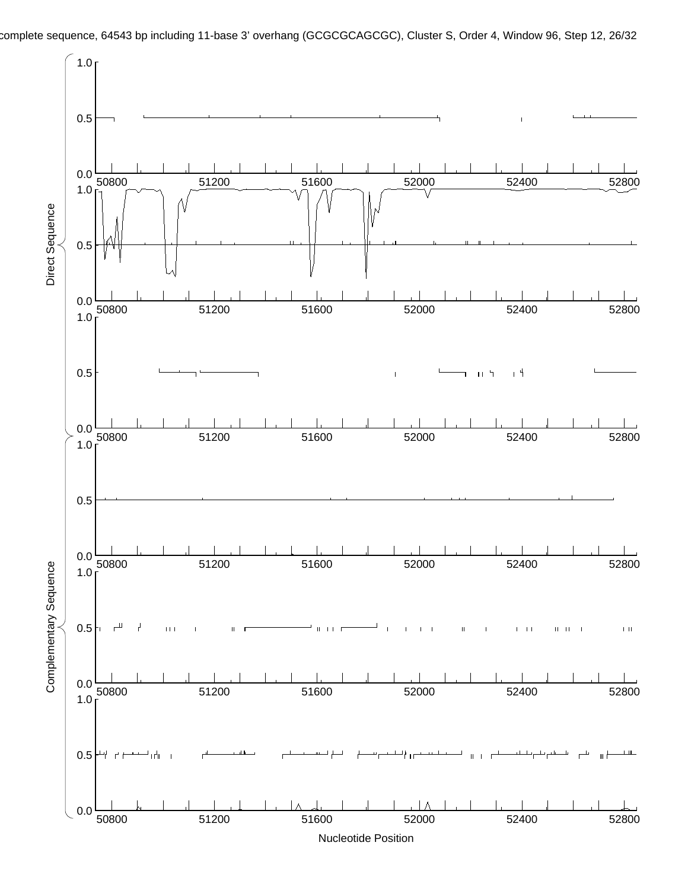complete sequence, 64543 bp including 11-base 3' overhang (GCGCGCAGCGC), Cluster S, Order 4, Window 96, Step 12, 26/32

Direct Sequence

Complementary Sequence

Nucleotide Position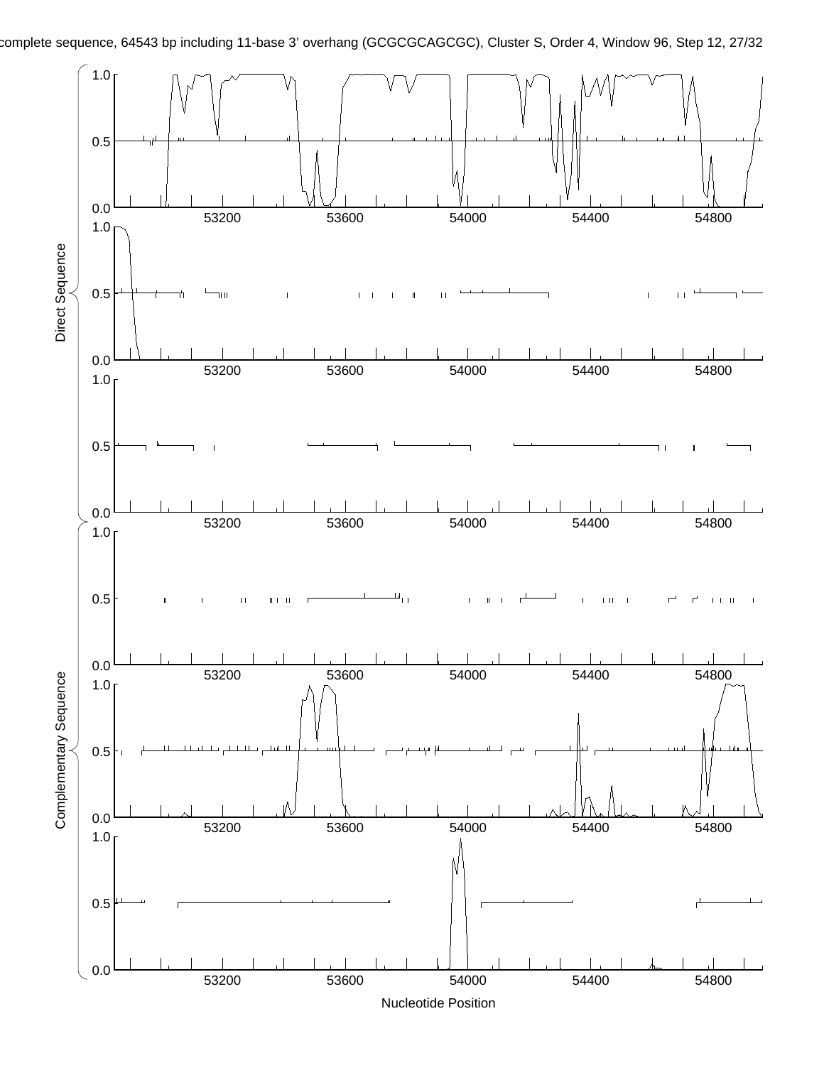complete sequence, 64543 bp including 11-base 3' overhang (GCGCGCAGCGC), Cluster S, Order 4, Window 96, Step 12, 27/32

Direct Sequence

Complementary Sequence

Nucleotide Position

53200 53600 54000 54400 54800

0.0 0.5 1.0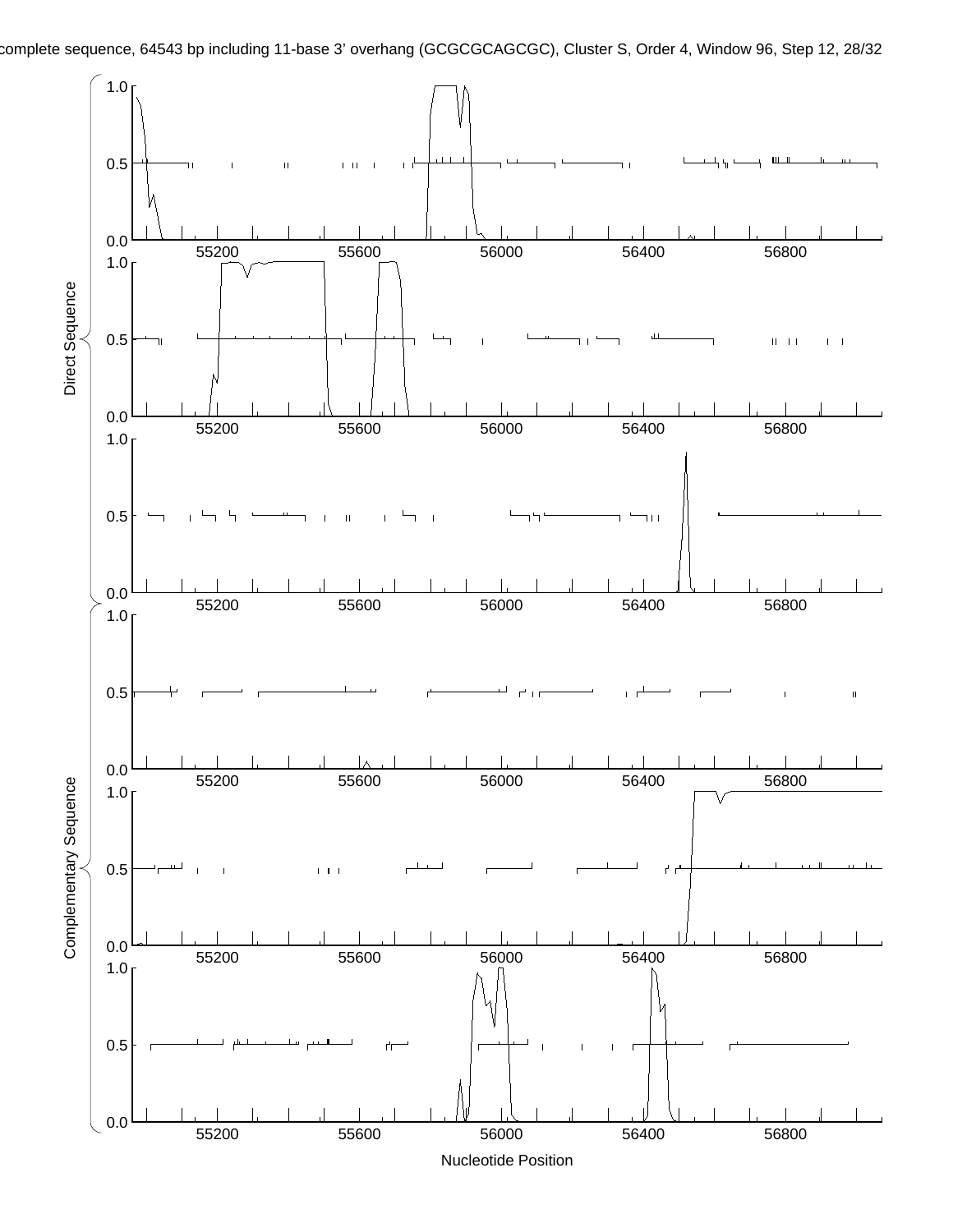complete sequence, 64543 bp including 11-base 3' overhang (GCGCGCAGCGC), Cluster S, Order 4, Window 96, Step 12, 28/32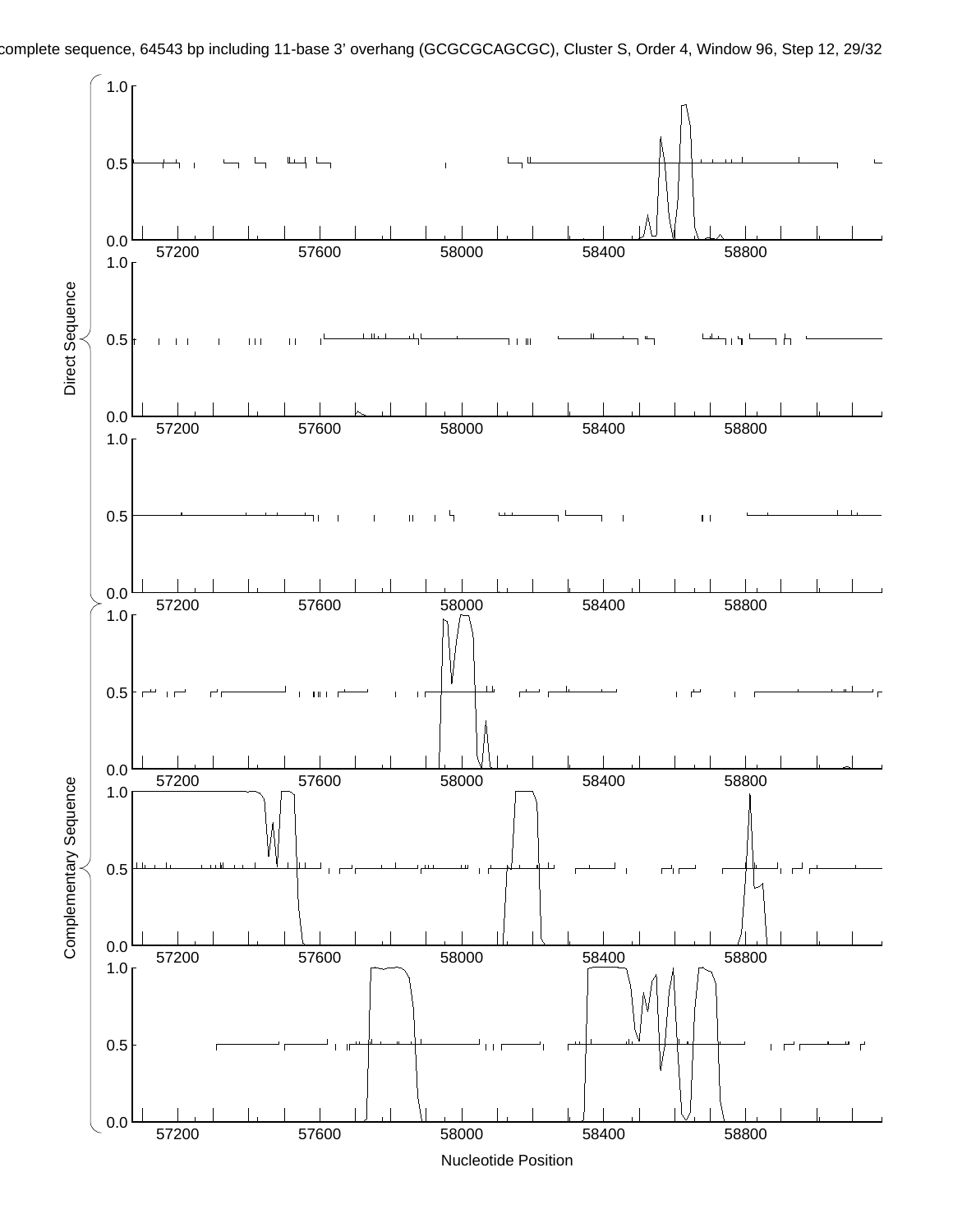complete sequence, 64543 bp including 11-base 3' overhang (GCGCGCAGCGC), Cluster S, Order 4, Window 96, Step 12, 29/32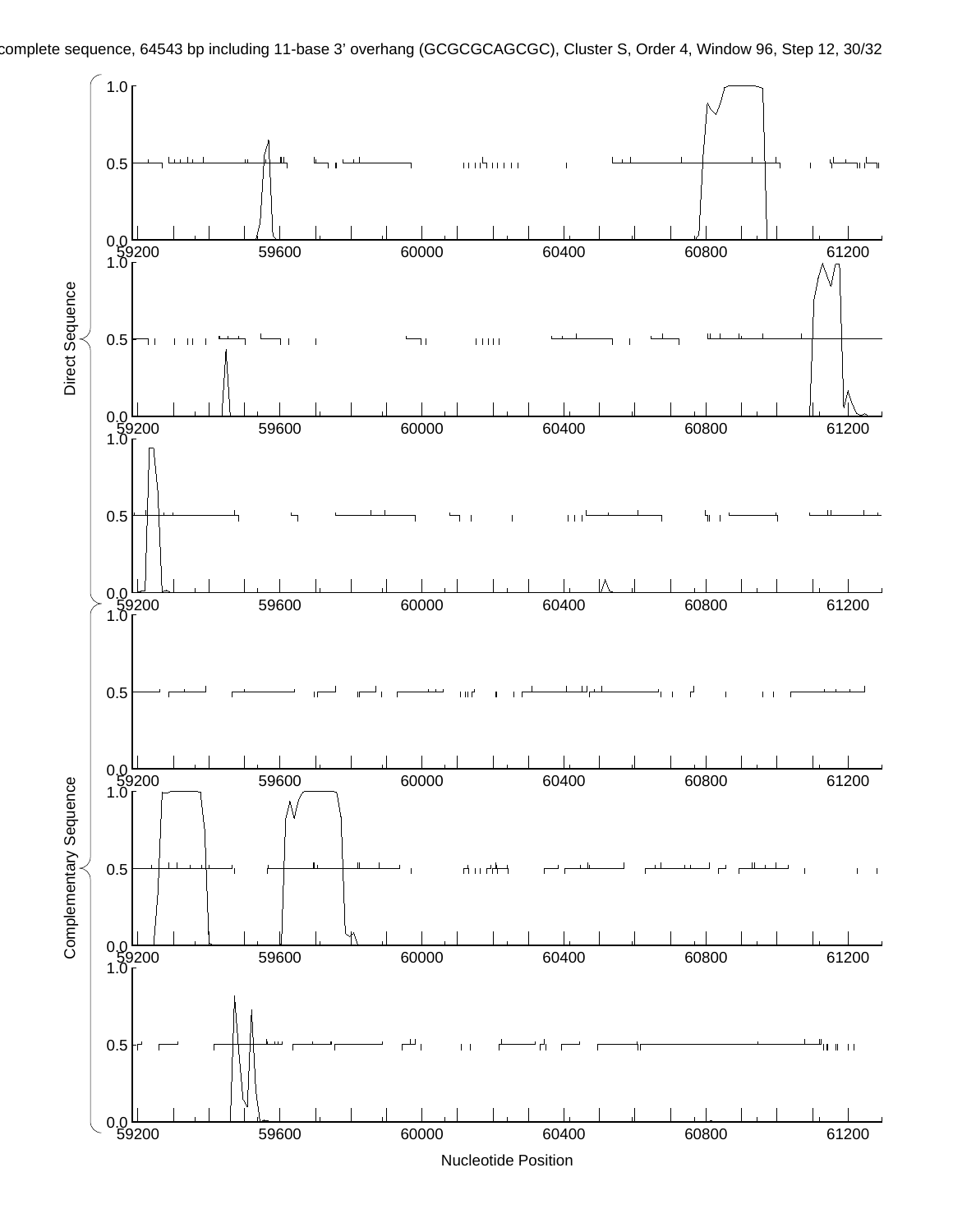complete sequence, 64543 bp including 11-base 3' overhang (GCGCGCAGCGC), Cluster S, Order 4, Window 96, Step 12, 30/32

Direct Sequence

Complementary Sequence

Nucleotide Position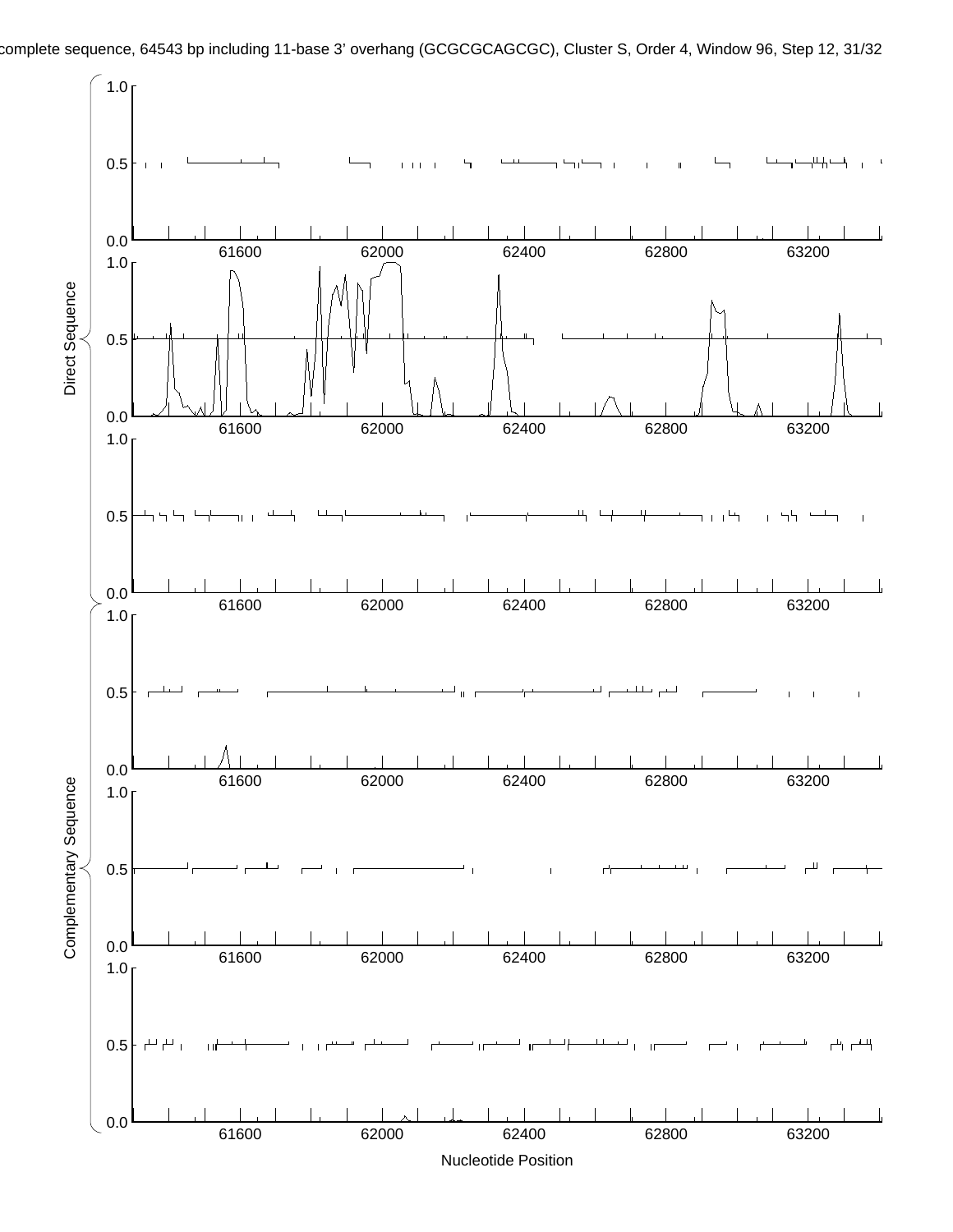complete sequence, 64543 bp including 11-base 3' overhang (GCGCGCAGCGC), Cluster S, Order 4, Window 96, Step 12, 31/32

Direct Sequence

Complementary Sequence

Nucleotide Position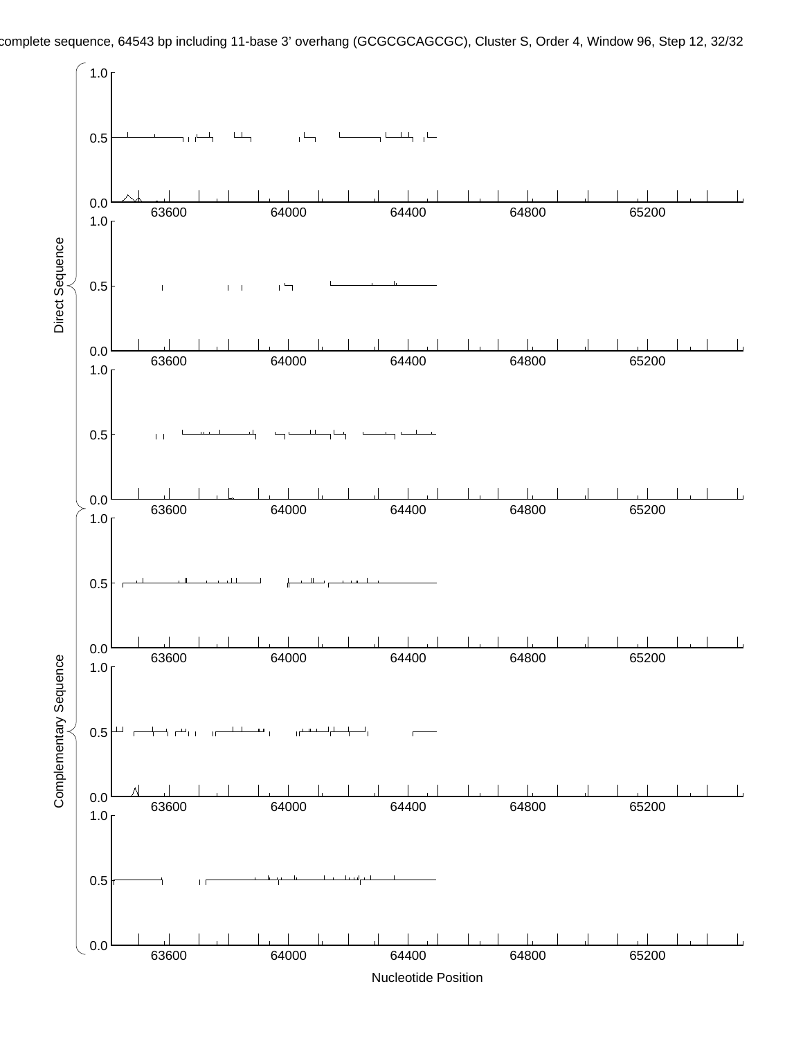complete sequence, 64543 bp including 11-base 3' overhang (GCGCGCAGCGC), Cluster S, Order 4, Window 96, Step 12, 32/32

Direct Sequence

1.0
0.5
0.0
63600
64000
64400
64800
65200

1.0
0.5
0.0
63600
64000
64400
64800
65200

1.0
0.5
0.0
63600
64000
64400
64800
65200

Complementary Sequence

1.0
0.5
0.0
63600
64000
64400
64800
65200

1.0
0.5
0.0
63600
64000
64400
64800
65200

1.0
0.5
0.0
63600
64000
64400
64800
65200

Nucleotide Position